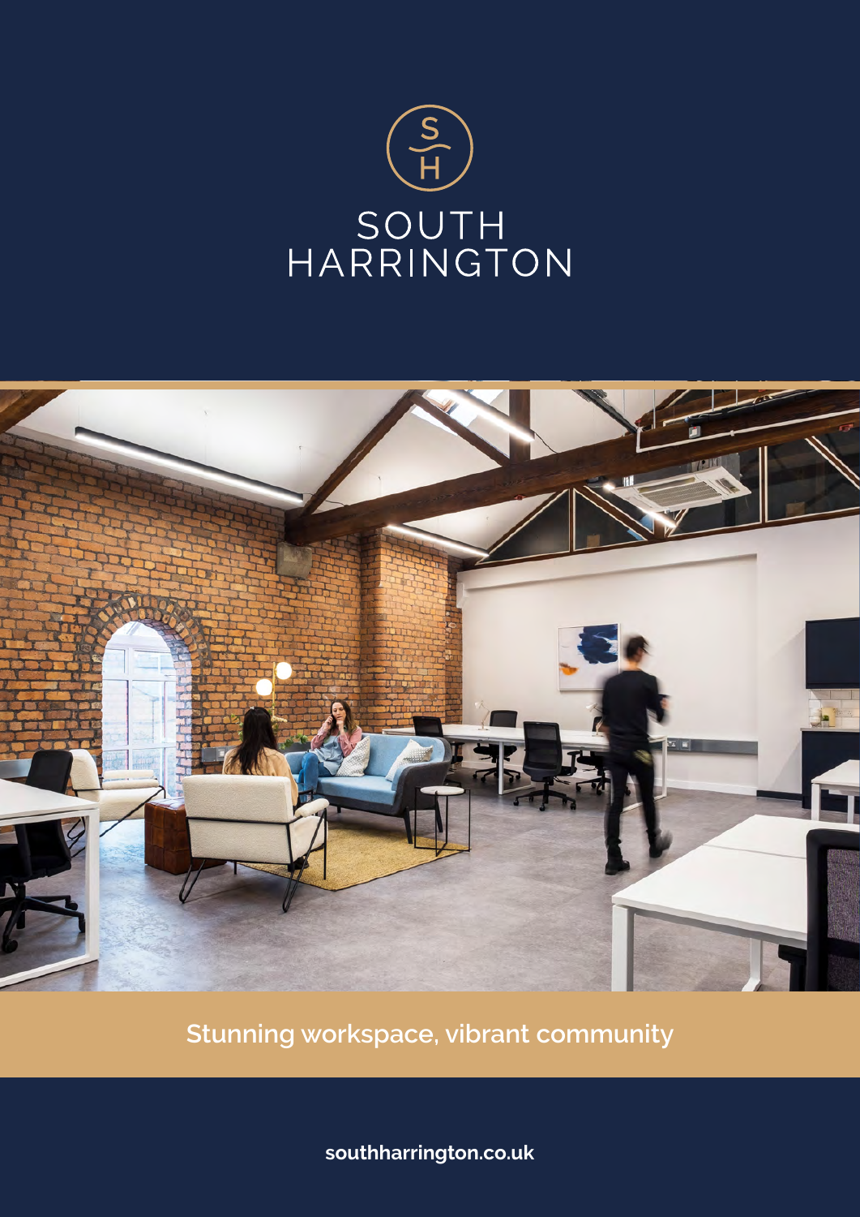# SOUTH HARRINGTON

## Stunning workspace, vibrant community

southharrington.co.uk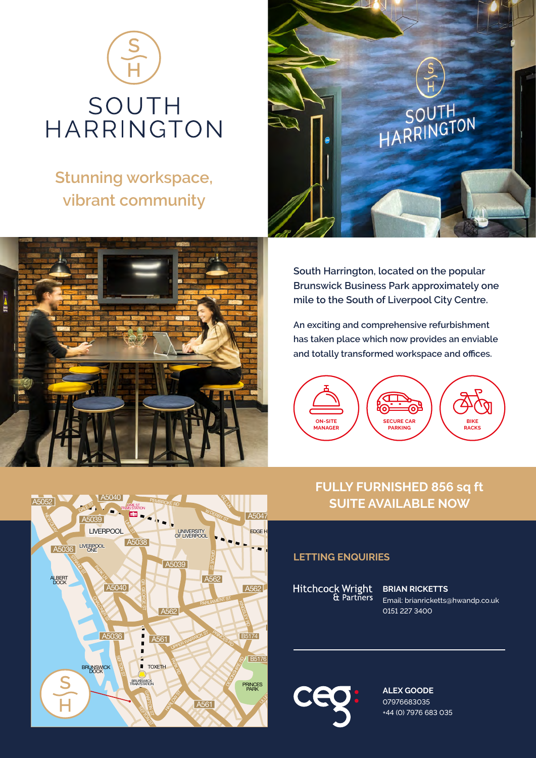# SOUTH HARRINGTON

## Stunning workspace, vibrant community

South Harrington, located on the popular Brunswick Business Park approximately one mile to the South of Liverpool City Centre.

An exciting and comprehensive refurbishment has taken place which now provides an enviable and totally transformed workspace and offices.

- ON-SITE MANAGER
- SECURE CAR PARKING
- BIKE RACKS

## FULLY FURNISHED 856 sq ft SUITE AVAILABLE NOW

### LETTING ENQUIRIES

Hitchcock Wright & Partners

**BRIAN RICKETTS**
Email: brianricketts@hwandp.co.uk
0151 227 3400

ceg

**ALEX GOODE**
07976683035
+44 (0) 7976 683 035